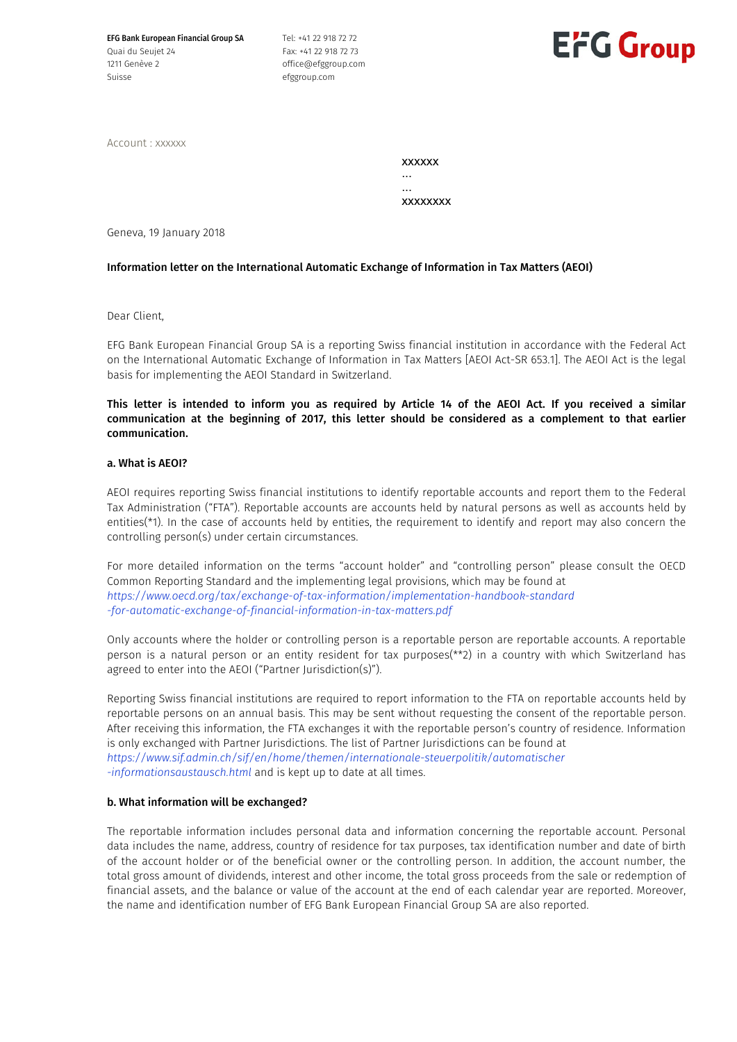**EFG Bank European Financial Group SA**
Quai du Seujet 24
1211 Genève 2
Suisse

Tel: +41 22 918 72 72
Fax: +41 22 918 72 73
office@efggroup.com
efggroup.com

EFG Group

Account : xxxxxx

xxxxxx
...
...
xxxxxxxx

Geneva, 19 January 2018

**Information letter on the International Automatic Exchange of Information in Tax Matters (AEOI)**

Dear Client,

EFG Bank European Financial Group SA is a reporting Swiss financial institution in accordance with the Federal Act on the International Automatic Exchange of Information in Tax Matters [AEOI Act-SR 653.1]. The AEOI Act is the legal basis for implementing the AEOI Standard in Switzerland.

**This letter is intended to inform you as required by Article 14 of the AEOI Act. If you received a similar communication at the beginning of 2017, this letter should be considered as a complement to that earlier communication.**

**a. What is AEOI?**

AEOI requires reporting Swiss financial institutions to identify reportable accounts and report them to the Federal Tax Administration ("FTA"). Reportable accounts are accounts held by natural persons as well as accounts held by entities(*1). In the case of accounts held by entities, the requirement to identify and report may also concern the controlling person(s) under certain circumstances.

For more detailed information on the terms "account holder" and "controlling person" please consult the OECD Common Reporting Standard and the implementing legal provisions, which may be found at *https://www.oecd.org/tax/exchange-of-tax-information/implementation-handbook-standard-for-automatic-exchange-of-financial-information-in-tax-matters.pdf*

Only accounts where the holder or controlling person is a reportable person are reportable accounts. A reportable person is a natural person or an entity resident for tax purposes(**2) in a country with which Switzerland has agreed to enter into the AEOI ("Partner Jurisdiction(s)").

Reporting Swiss financial institutions are required to report information to the FTA on reportable accounts held by reportable persons on an annual basis. This may be sent without requesting the consent of the reportable person. After receiving this information, the FTA exchanges it with the reportable person's country of residence. Information is only exchanged with Partner Jurisdictions. The list of Partner Jurisdictions can be found at *https://www.sif.admin.ch/sif/en/home/themen/internationale-steuerpolitik/automatischer-informationsaustausch.html* and is kept up to date at all times.

**b. What information will be exchanged?**

The reportable information includes personal data and information concerning the reportable account. Personal data includes the name, address, country of residence for tax purposes, tax identification number and date of birth of the account holder or of the beneficial owner or the controlling person. In addition, the account number, the total gross amount of dividends, interest and other income, the total gross proceeds from the sale or redemption of financial assets, and the balance or value of the account at the end of each calendar year are reported. Moreover, the name and identification number of EFG Bank European Financial Group SA are also reported.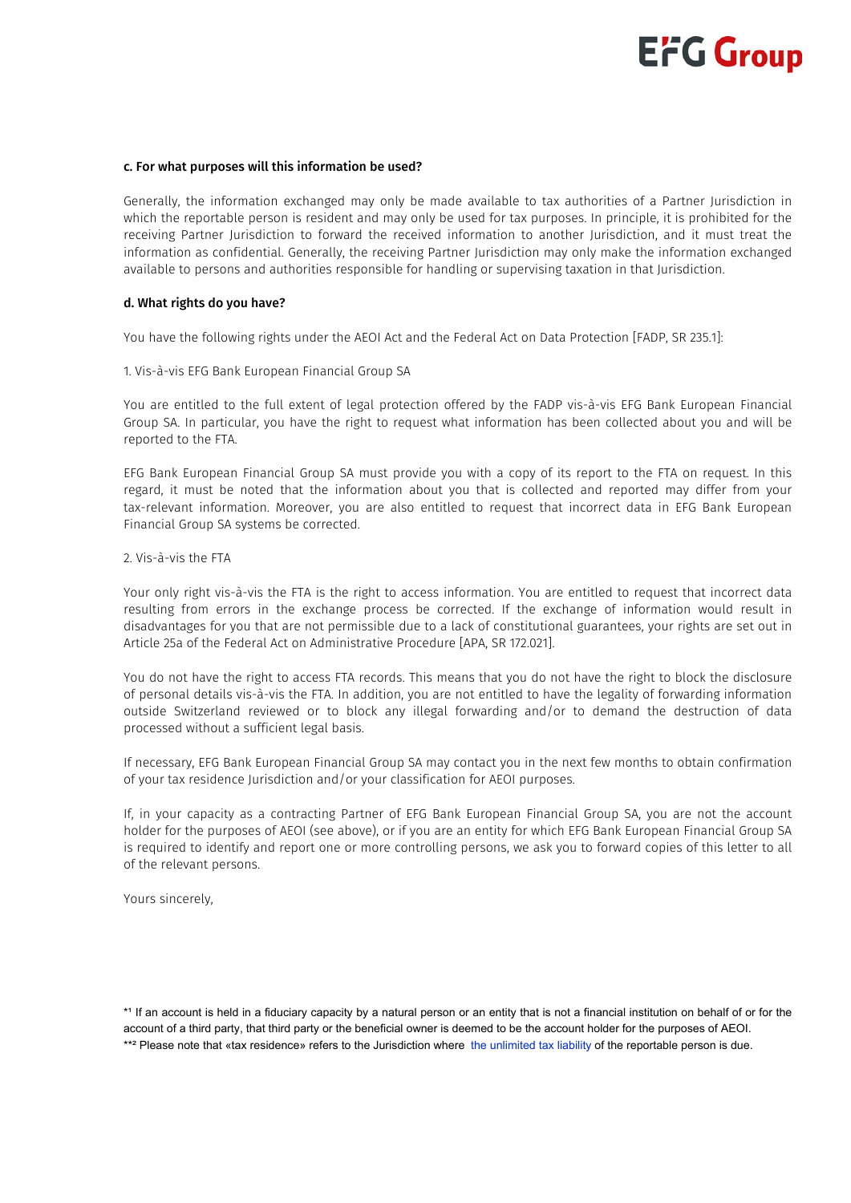**c. For what purposes will this information be used?**

Generally, the information exchanged may only be made available to tax authorities of a Partner Jurisdiction in which the reportable person is resident and may only be used for tax purposes. In principle, it is prohibited for the receiving Partner Jurisdiction to forward the received information to another Jurisdiction, and it must treat the information as confidential. Generally, the receiving Partner Jurisdiction may only make the information exchanged available to persons and authorities responsible for handling or supervising taxation in that Jurisdiction.

**d. What rights do you have?**

You have the following rights under the AEOI Act and the Federal Act on Data Protection [FADP, SR 235.1]:

1. Vis-à-vis EFG Bank European Financial Group SA

You are entitled to the full extent of legal protection offered by the FADP vis-à-vis EFG Bank European Financial Group SA. In particular, you have the right to request what information has been collected about you and will be reported to the FTA.

EFG Bank European Financial Group SA must provide you with a copy of its report to the FTA on request. In this regard, it must be noted that the information about you that is collected and reported may differ from your tax-relevant information. Moreover, you are also entitled to request that incorrect data in EFG Bank European Financial Group SA systems be corrected.

2. Vis-à-vis the FTA

Your only right vis-à-vis the FTA is the right to access information. You are entitled to request that incorrect data resulting from errors in the exchange process be corrected. If the exchange of information would result in disadvantages for you that are not permissible due to a lack of constitutional guarantees, your rights are set out in Article 25a of the Federal Act on Administrative Procedure [APA, SR 172.021].

You do not have the right to access FTA records. This means that you do not have the right to block the disclosure of personal details vis-à-vis the FTA. In addition, you are not entitled to have the legality of forwarding information outside Switzerland reviewed or to block any illegal forwarding and/or to demand the destruction of data processed without a sufficient legal basis.

If necessary, EFG Bank European Financial Group SA may contact you in the next few months to obtain confirmation of your tax residence Jurisdiction and/or your classification for AEOI purposes.

If, in your capacity as a contracting Partner of EFG Bank European Financial Group SA, you are not the account holder for the purposes of AEOI (see above), or if you are an entity for which EFG Bank European Financial Group SA is required to identify and report one or more controlling persons, we ask you to forward copies of this letter to all of the relevant persons.

Yours sincerely,

*[1] If an account is held in a fiduciary capacity by a natural person or an entity that is not a financial institution on behalf of or for the account of a third party, that third party or the beneficial owner is deemed to be the account holder for the purposes of AEOI.

**[2] Please note that «tax residence» refers to the Jurisdiction where the unlimited tax liability of the reportable person is due.